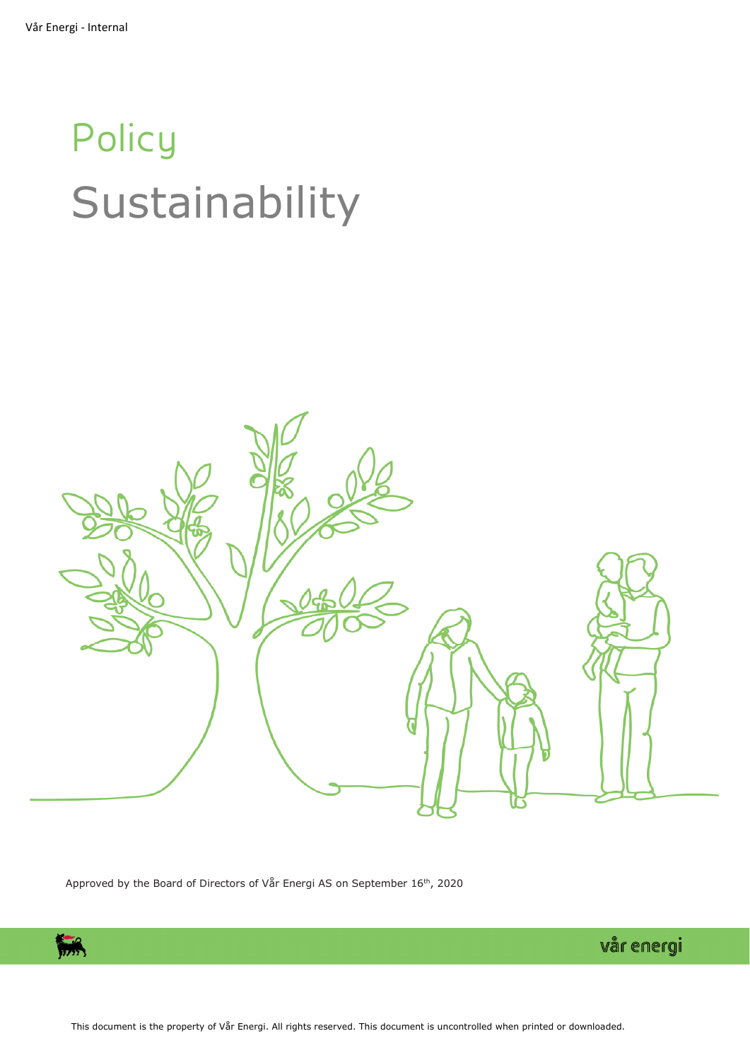# Policy
# Sustainability

Approved by the Board of Directors of Vår Energi AS on September 16th, 2020

vår energi

This document is the property of Vår Energi. All rights reserved. This document is uncontrolled when printed or downloaded.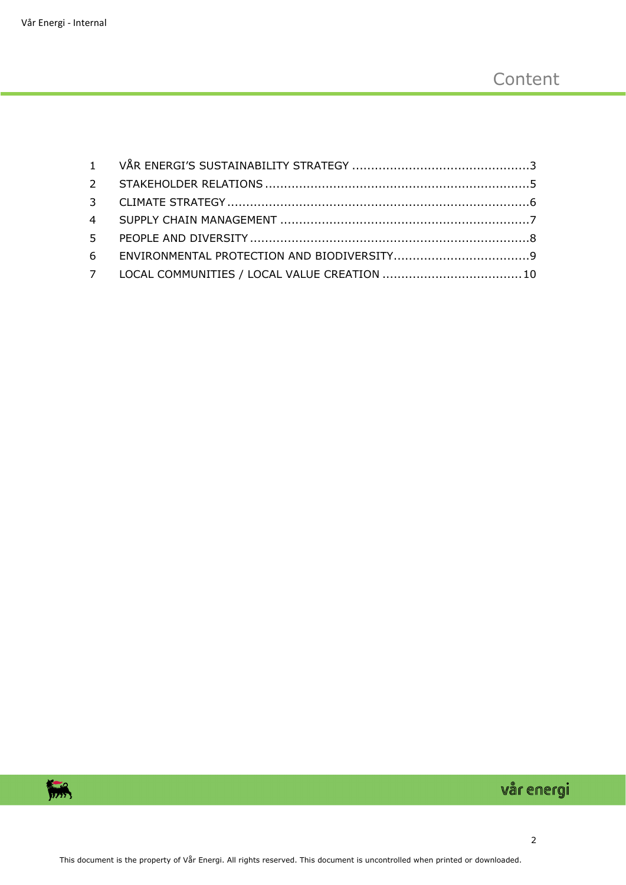# Content

| | | |
|---|---|---|
| 1 | VÅR ENERGI'S SUSTAINABILITY STRATEGY | 3 |
| 2 | STAKEHOLDER RELATIONS | 5 |
| 3 | CLIMATE STRATEGY | 6 |
| 4 | SUPPLY CHAIN MANAGEMENT | 7 |
| 5 | PEOPLE AND DIVERSITY | 8 |
| 6 | ENVIRONMENTAL PROTECTION AND BIODIVERSITY | 9 |
| 7 | LOCAL COMMUNITIES / LOCAL VALUE CREATION | 10 |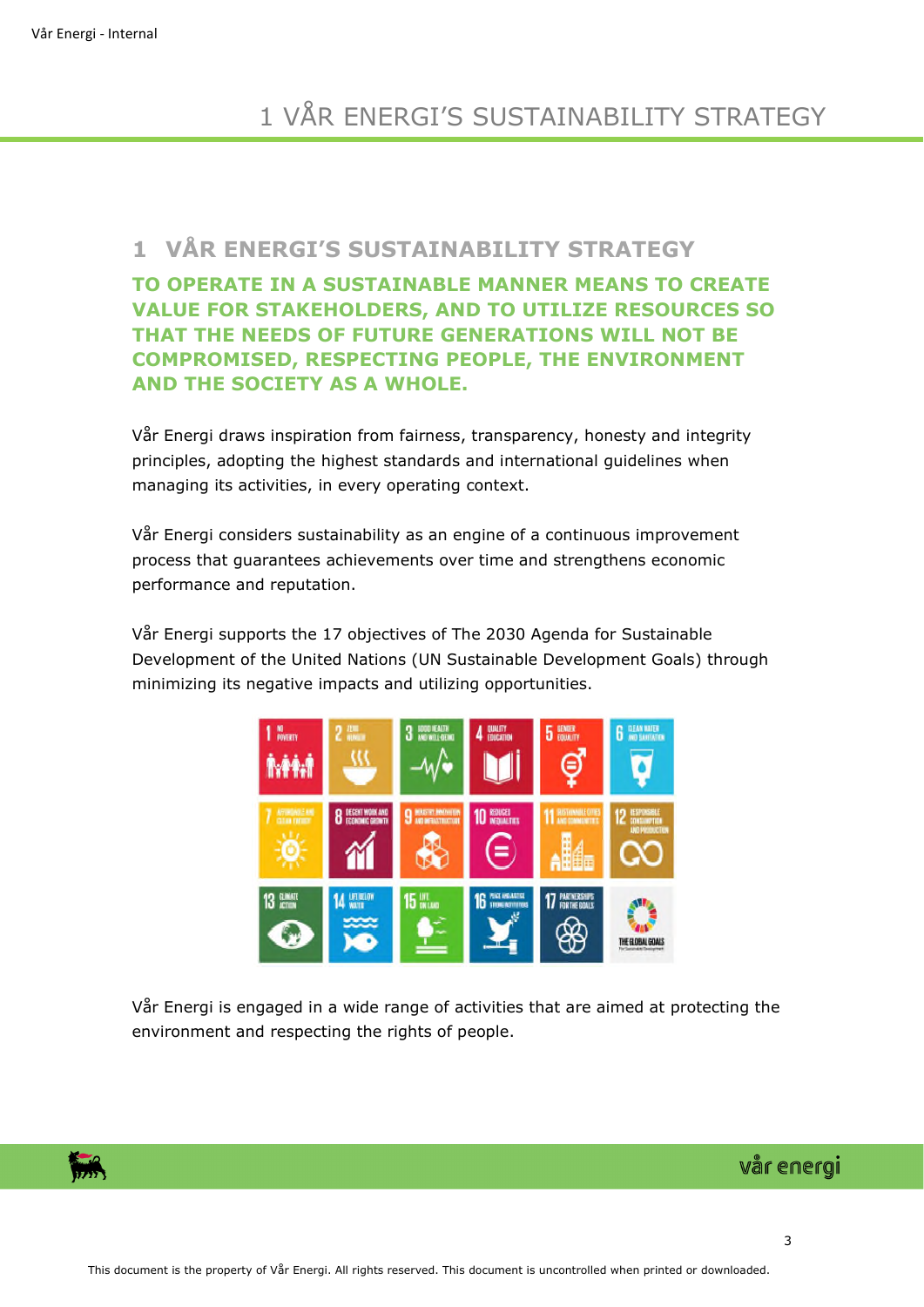# 1 VÅR ENERGI'S SUSTAINABILITY STRATEGY

**TO OPERATE IN A SUSTAINABLE MANNER MEANS TO CREATE VALUE FOR STAKEHOLDERS, AND TO UTILIZE RESOURCES SO THAT THE NEEDS OF FUTURE GENERATIONS WILL NOT BE COMPROMISED, RESPECTING PEOPLE, THE ENVIRONMENT AND THE SOCIETY AS A WHOLE.**

Vår Energi draws inspiration from fairness, transparency, honesty and integrity principles, adopting the highest standards and international guidelines when managing its activities, in every operating context.

Vår Energi considers sustainability as an engine of a continuous improvement process that guarantees achievements over time and strengthens economic performance and reputation.

Vår Energi supports the 17 objectives of The 2030 Agenda for Sustainable Development of the United Nations (UN Sustainable Development Goals) through minimizing its negative impacts and utilizing opportunities.

Vår Energi is engaged in a wide range of activities that are aimed at protecting the environment and respecting the rights of people.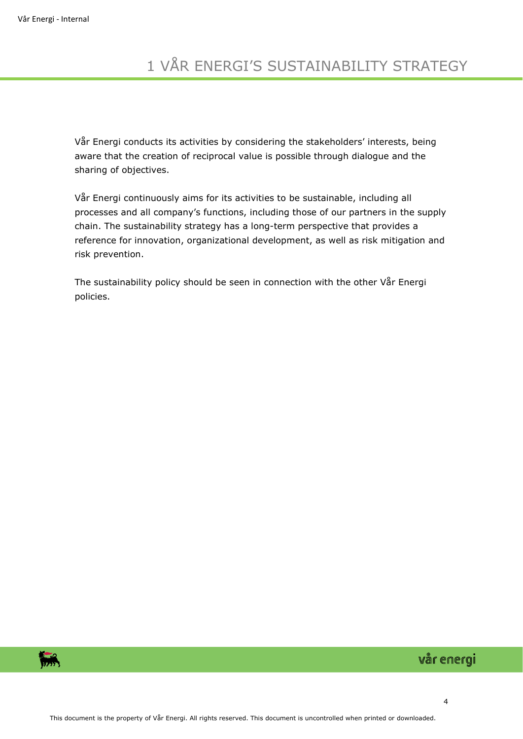# 1 VÅR ENERGI'S SUSTAINABILITY STRATEGY

Vår Energi conducts its activities by considering the stakeholders' interests, being aware that the creation of reciprocal value is possible through dialogue and the sharing of objectives.

Vår Energi continuously aims for its activities to be sustainable, including all processes and all company's functions, including those of our partners in the supply chain. The sustainability strategy has a long-term perspective that provides a reference for innovation, organizational development, as well as risk mitigation and risk prevention.

The sustainability policy should be seen in connection with the other Vår Energi policies.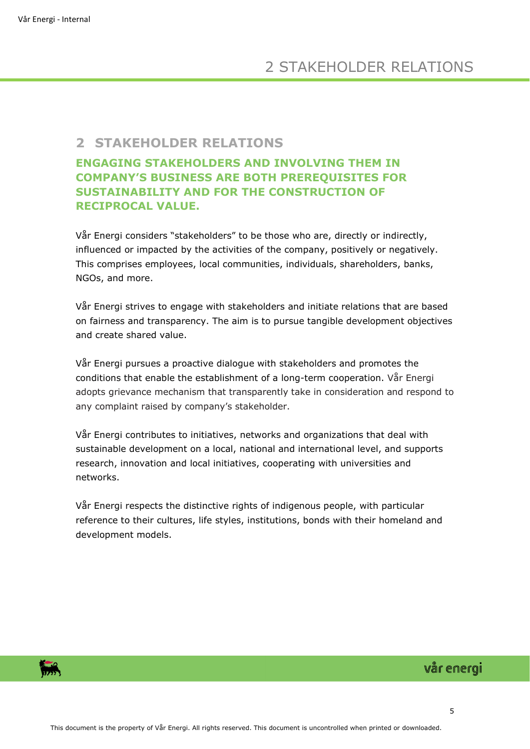## 2 STAKEHOLDER RELATIONS

### ENGAGING STAKEHOLDERS AND INVOLVING THEM IN COMPANY'S BUSINESS ARE BOTH PREREQUISITES FOR SUSTAINABILITY AND FOR THE CONSTRUCTION OF RECIPROCAL VALUE.

Vår Energi considers "stakeholders" to be those who are, directly or indirectly, influenced or impacted by the activities of the company, positively or negatively. This comprises employees, local communities, individuals, shareholders, banks, NGOs, and more.

Vår Energi strives to engage with stakeholders and initiate relations that are based on fairness and transparency. The aim is to pursue tangible development objectives and create shared value.

Vår Energi pursues a proactive dialogue with stakeholders and promotes the conditions that enable the establishment of a long-term cooperation. Vår Energi adopts grievance mechanism that transparently take in consideration and respond to any complaint raised by company's stakeholder.

Vår Energi contributes to initiatives, networks and organizations that deal with sustainable development on a local, national and international level, and supports research, innovation and local initiatives, cooperating with universities and networks.

Vår Energi respects the distinctive rights of indigenous people, with particular reference to their cultures, life styles, institutions, bonds with their homeland and development models.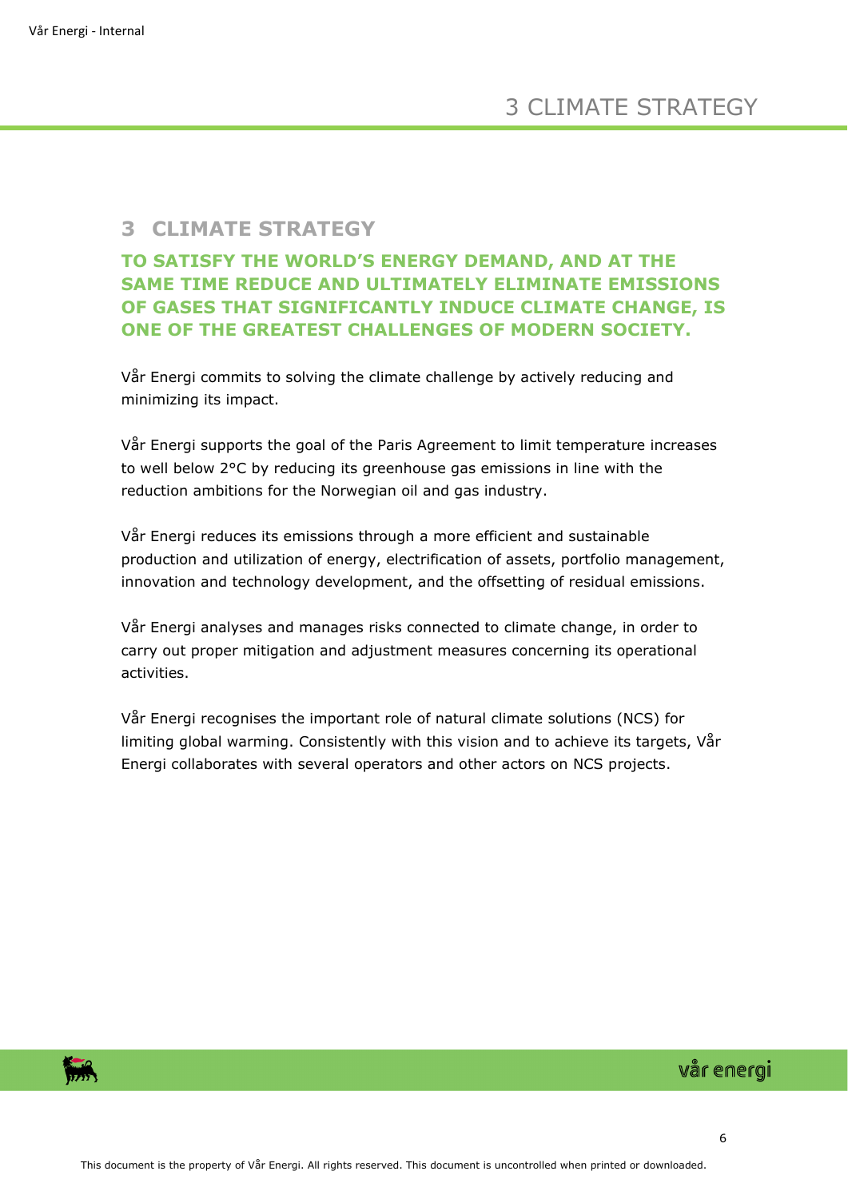# 3 CLIMATE STRATEGY

## TO SATISFY THE WORLD'S ENERGY DEMAND, AND AT THE SAME TIME REDUCE AND ULTIMATELY ELIMINATE EMISSIONS OF GASES THAT SIGNIFICANTLY INDUCE CLIMATE CHANGE, IS ONE OF THE GREATEST CHALLENGES OF MODERN SOCIETY.

Vår Energi commits to solving the climate challenge by actively reducing and minimizing its impact.

Vår Energi supports the goal of the Paris Agreement to limit temperature increases to well below 2°C by reducing its greenhouse gas emissions in line with the reduction ambitions for the Norwegian oil and gas industry.

Vår Energi reduces its emissions through a more efficient and sustainable production and utilization of energy, electrification of assets, portfolio management, innovation and technology development, and the offsetting of residual emissions.

Vår Energi analyses and manages risks connected to climate change, in order to carry out proper mitigation and adjustment measures concerning its operational activities.

Vår Energi recognises the important role of natural climate solutions (NCS) for limiting global warming. Consistently with this vision and to achieve its targets, Vår Energi collaborates with several operators and other actors on NCS projects.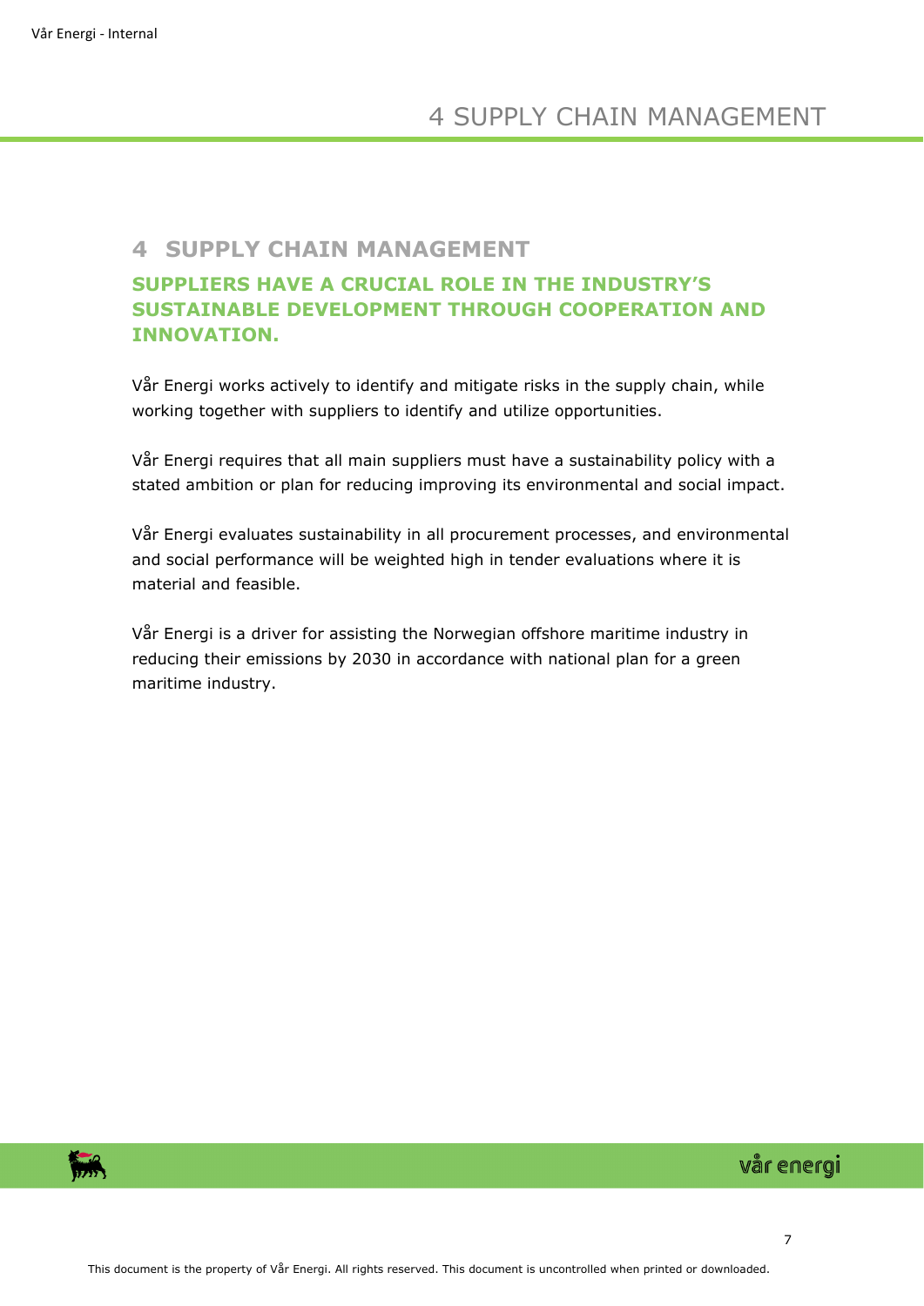# 4 SUPPLY CHAIN MANAGEMENT

## SUPPLIERS HAVE A CRUCIAL ROLE IN THE INDUSTRY'S SUSTAINABLE DEVELOPMENT THROUGH COOPERATION AND INNOVATION.

Vår Energi works actively to identify and mitigate risks in the supply chain, while working together with suppliers to identify and utilize opportunities.

Vår Energi requires that all main suppliers must have a sustainability policy with a stated ambition or plan for reducing improving its environmental and social impact.

Vår Energi evaluates sustainability in all procurement processes, and environmental and social performance will be weighted high in tender evaluations where it is material and feasible.

Vår Energi is a driver for assisting the Norwegian offshore maritime industry in reducing their emissions by 2030 in accordance with national plan for a green maritime industry.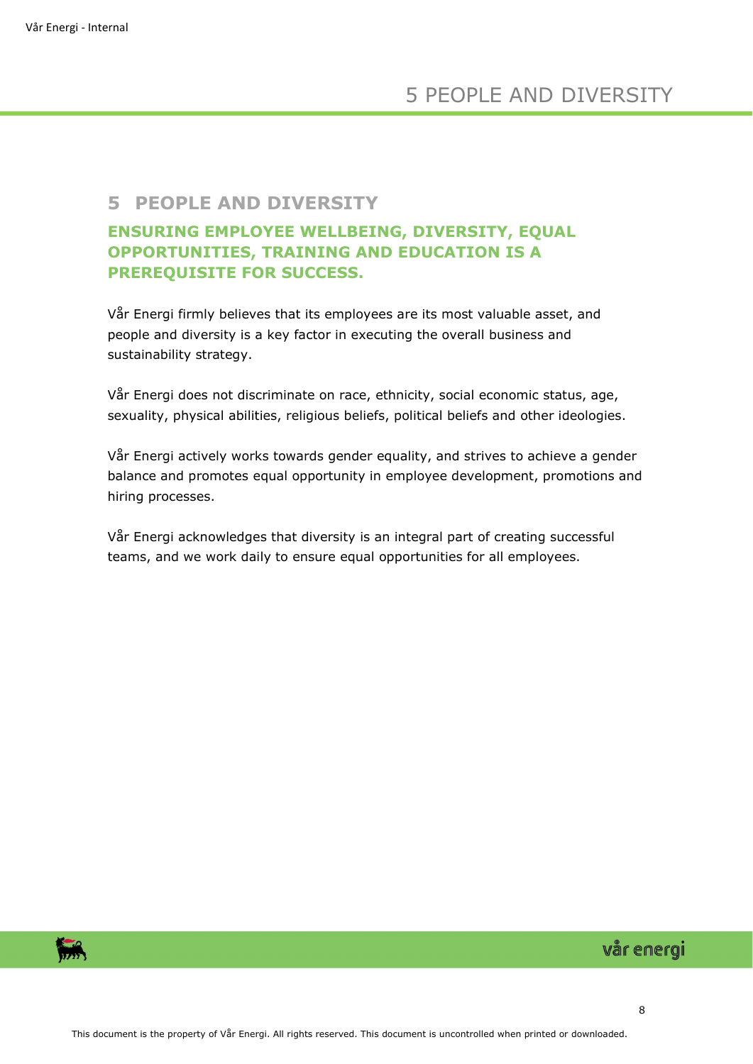# 5 PEOPLE AND DIVERSITY

## ENSURING EMPLOYEE WELLBEING, DIVERSITY, EQUAL OPPORTUNITIES, TRAINING AND EDUCATION IS A PREREQUISITE FOR SUCCESS.

Vår Energi firmly believes that its employees are its most valuable asset, and people and diversity is a key factor in executing the overall business and sustainability strategy.

Vår Energi does not discriminate on race, ethnicity, social economic status, age, sexuality, physical abilities, religious beliefs, political beliefs and other ideologies.

Vår Energi actively works towards gender equality, and strives to achieve a gender balance and promotes equal opportunity in employee development, promotions and hiring processes.

Vår Energi acknowledges that diversity is an integral part of creating successful teams, and we work daily to ensure equal opportunities for all employees.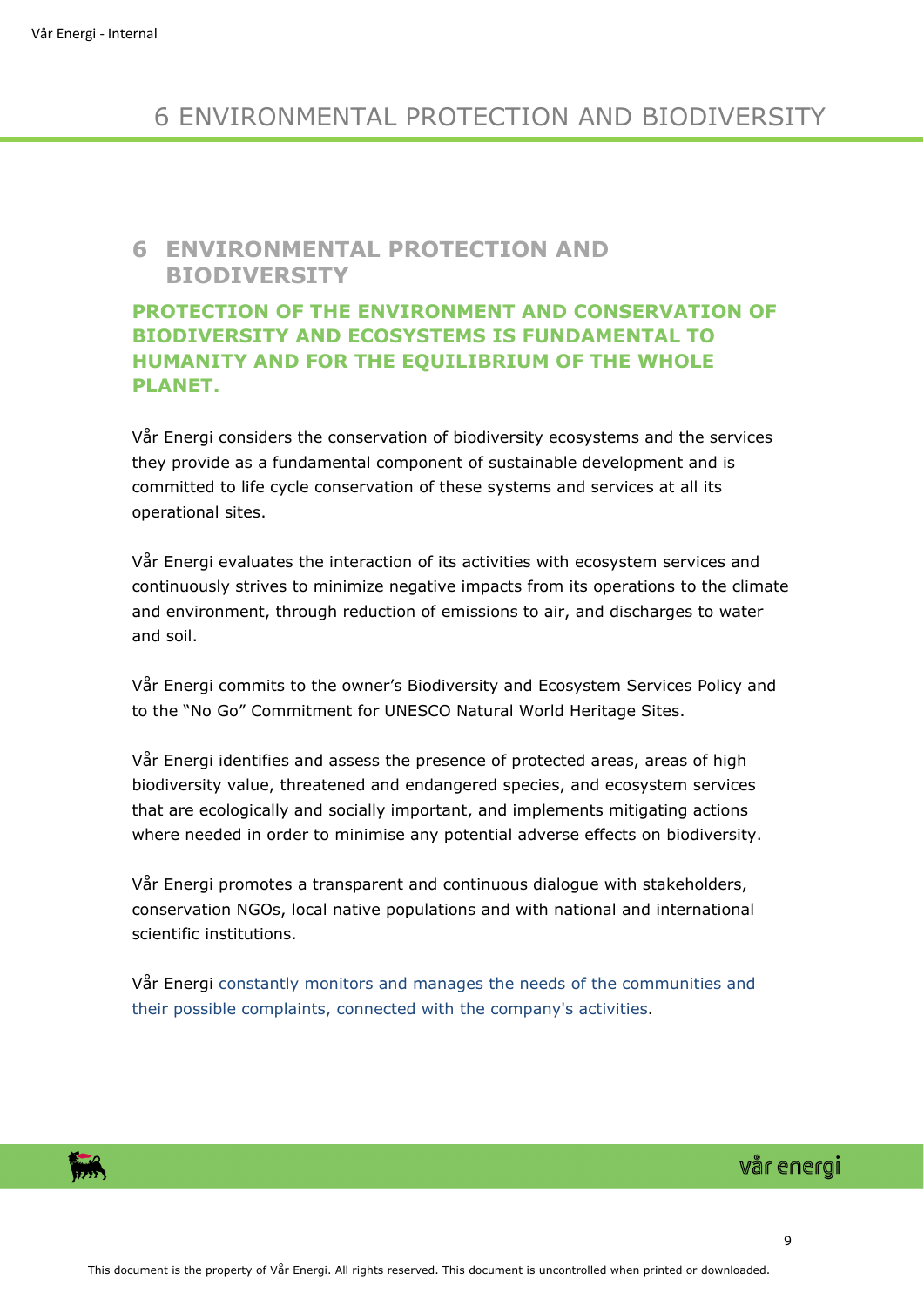# 6 ENVIRONMENTAL PROTECTION AND BIODIVERSITY

## PROTECTION OF THE ENVIRONMENT AND CONSERVATION OF BIODIVERSITY AND ECOSYSTEMS IS FUNDAMENTAL TO HUMANITY AND FOR THE EQUILIBRIUM OF THE WHOLE PLANET.

Vår Energi considers the conservation of biodiversity ecosystems and the services they provide as a fundamental component of sustainable development and is committed to life cycle conservation of these systems and services at all its operational sites.

Vår Energi evaluates the interaction of its activities with ecosystem services and continuously strives to minimize negative impacts from its operations to the climate and environment, through reduction of emissions to air, and discharges to water and soil.

Vår Energi commits to the owner's Biodiversity and Ecosystem Services Policy and to the "No Go" Commitment for UNESCO Natural World Heritage Sites.

Vår Energi identifies and assess the presence of protected areas, areas of high biodiversity value, threatened and endangered species, and ecosystem services that are ecologically and socially important, and implements mitigating actions where needed in order to minimise any potential adverse effects on biodiversity.

Vår Energi promotes a transparent and continuous dialogue with stakeholders, conservation NGOs, local native populations and with national and international scientific institutions.

Vår Energi constantly monitors and manages the needs of the communities and their possible complaints, connected with the company's activities.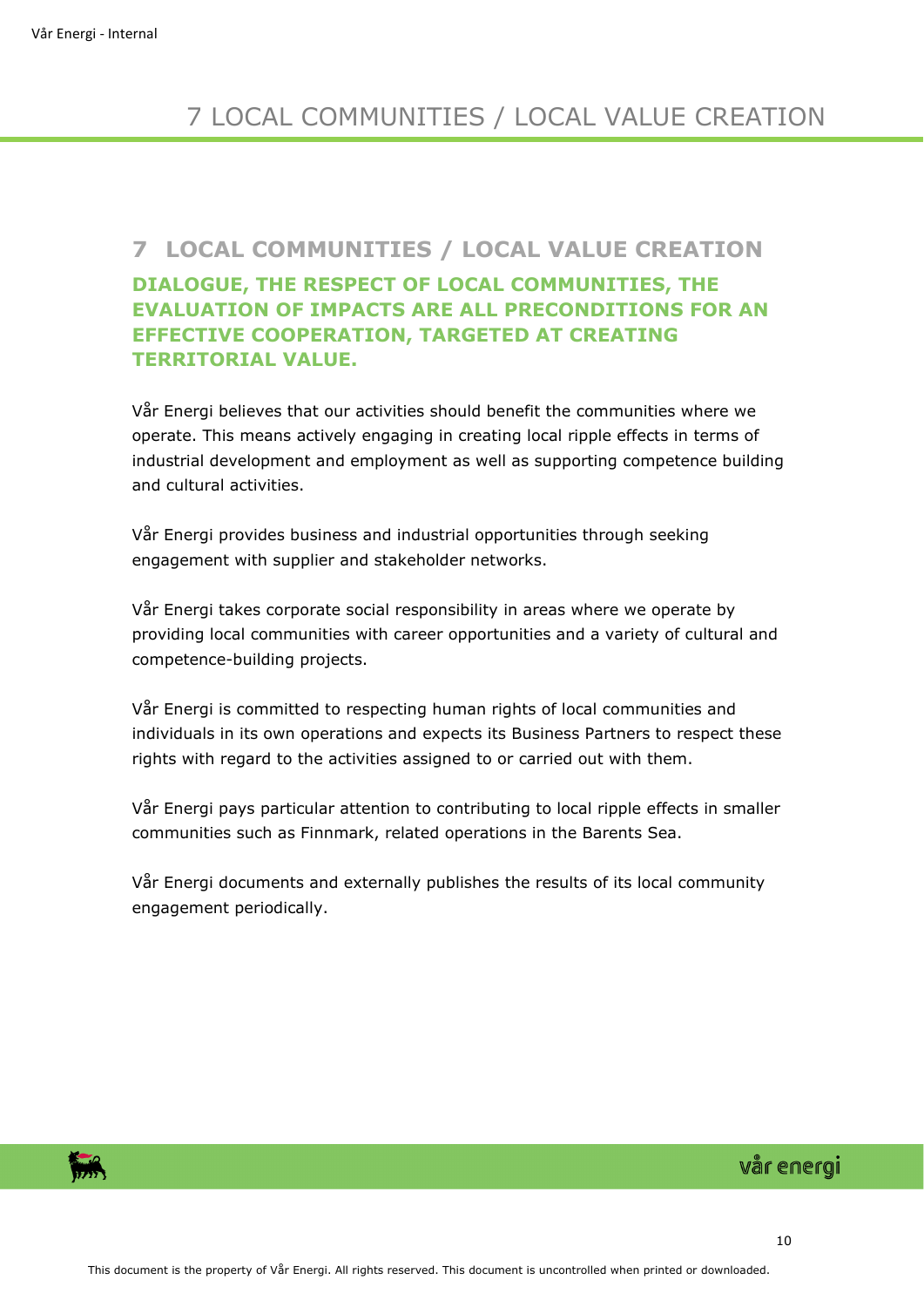## 7 LOCAL COMMUNITIES / LOCAL VALUE CREATION

### DIALOGUE, THE RESPECT OF LOCAL COMMUNITIES, THE EVALUATION OF IMPACTS ARE ALL PRECONDITIONS FOR AN EFFECTIVE COOPERATION, TARGETED AT CREATING TERRITORIAL VALUE.

Vår Energi believes that our activities should benefit the communities where we operate. This means actively engaging in creating local ripple effects in terms of industrial development and employment as well as supporting competence building and cultural activities.

Vår Energi provides business and industrial opportunities through seeking engagement with supplier and stakeholder networks.

Vår Energi takes corporate social responsibility in areas where we operate by providing local communities with career opportunities and a variety of cultural and competence-building projects.

Vår Energi is committed to respecting human rights of local communities and individuals in its own operations and expects its Business Partners to respect these rights with regard to the activities assigned to or carried out with them.

Vår Energi pays particular attention to contributing to local ripple effects in smaller communities such as Finnmark, related operations in the Barents Sea.

Vår Energi documents and externally publishes the results of its local community engagement periodically.